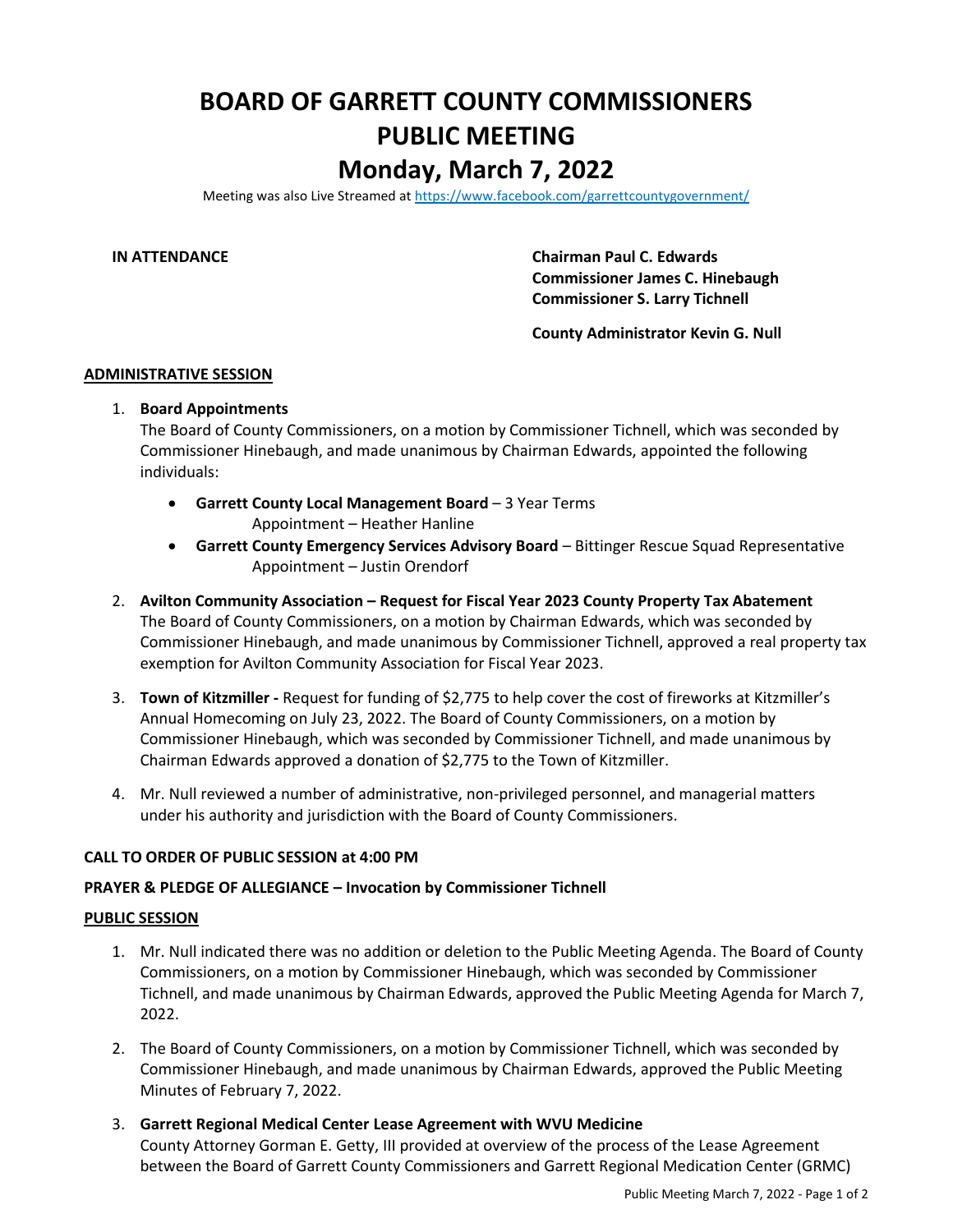# BOARD OF GARRETT COUNTY COMMISSIONERS
# PUBLIC MEETING
# Monday, March 7, 2022

Meeting was also Live Streamed at https://www.facebook.com/garrettcountygovernment/

**IN ATTENDANCE**

**Chairman Paul C. Edwards**
**Commissioner James C. Hinebaugh**
**Commissioner S. Larry Tichnell**

**County Administrator Kevin G. Null**

## ADMINISTRATIVE SESSION

1. **Board Appointments**
   The Board of County Commissioners, on a motion by Commissioner Tichnell, which was seconded by Commissioner Hinebaugh, and made unanimous by Chairman Edwards, appointed the following individuals:

   - **Garrett County Local Management Board** – 3 Year Terms
     Appointment – Heather Hanline
   - **Garrett County Emergency Services Advisory Board** – Bittinger Rescue Squad Representative
     Appointment – Justin Orendorf

2. **Avilton Community Association – Request for Fiscal Year 2023 County Property Tax Abatement**
   The Board of County Commissioners, on a motion by Chairman Edwards, which was seconded by Commissioner Hinebaugh, and made unanimous by Commissioner Tichnell, approved a real property tax exemption for Avilton Community Association for Fiscal Year 2023.

3. **Town of Kitzmiller -** Request for funding of $2,775 to help cover the cost of fireworks at Kitzmiller's Annual Homecoming on July 23, 2022. The Board of County Commissioners, on a motion by Commissioner Hinebaugh, which was seconded by Commissioner Tichnell, and made unanimous by Chairman Edwards approved a donation of $2,775 to the Town of Kitzmiller.

4. Mr. Null reviewed a number of administrative, non-privileged personnel, and managerial matters under his authority and jurisdiction with the Board of County Commissioners.

**CALL TO ORDER OF PUBLIC SESSION at 4:00 PM**

**PRAYER & PLEDGE OF ALLEGIANCE – Invocation by Commissioner Tichnell**

## PUBLIC SESSION

1. Mr. Null indicated there was no addition or deletion to the Public Meeting Agenda. The Board of County Commissioners, on a motion by Commissioner Hinebaugh, which was seconded by Commissioner Tichnell, and made unanimous by Chairman Edwards, approved the Public Meeting Agenda for March 7, 2022.

2. The Board of County Commissioners, on a motion by Commissioner Tichnell, which was seconded by Commissioner Hinebaugh, and made unanimous by Chairman Edwards, approved the Public Meeting Minutes of February 7, 2022.

3. **Garrett Regional Medical Center Lease Agreement with WVU Medicine**
   County Attorney Gorman E. Getty, III provided at overview of the process of the Lease Agreement between the Board of Garrett County Commissioners and Garrett Regional Medication Center (GRMC)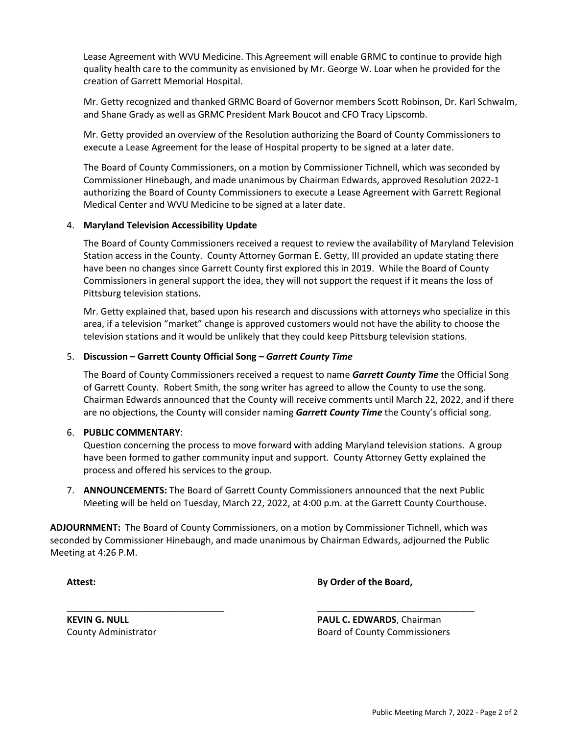Lease Agreement with WVU Medicine. This Agreement will enable GRMC to continue to provide high quality health care to the community as envisioned by Mr. George W. Loar when he provided for the creation of Garrett Memorial Hospital.

Mr. Getty recognized and thanked GRMC Board of Governor members Scott Robinson, Dr. Karl Schwalm, and Shane Grady as well as GRMC President Mark Boucot and CFO Tracy Lipscomb.

Mr. Getty provided an overview of the Resolution authorizing the Board of County Commissioners to execute a Lease Agreement for the lease of Hospital property to be signed at a later date.

The Board of County Commissioners, on a motion by Commissioner Tichnell, which was seconded by Commissioner Hinebaugh, and made unanimous by Chairman Edwards, approved Resolution 2022-1 authorizing the Board of County Commissioners to execute a Lease Agreement with Garrett Regional Medical Center and WVU Medicine to be signed at a later date.

4. **Maryland Television Accessibility Update**

   The Board of County Commissioners received a request to review the availability of Maryland Television Station access in the County. County Attorney Gorman E. Getty, III provided an update stating there have been no changes since Garrett County first explored this in 2019. While the Board of County Commissioners in general support the idea, they will not support the request if it means the loss of Pittsburg television stations.

   Mr. Getty explained that, based upon his research and discussions with attorneys who specialize in this area, if a television "market" change is approved customers would not have the ability to choose the television stations and it would be unlikely that they could keep Pittsburg television stations.

5. **Discussion – Garrett County Official Song – *Garrett County Time***

   The Board of County Commissioners received a request to name ***Garrett County Time*** the Official Song of Garrett County. Robert Smith, the song writer has agreed to allow the County to use the song. Chairman Edwards announced that the County will receive comments until March 22, 2022, and if there are no objections, the County will consider naming ***Garrett County Time*** the County's official song.

6. **PUBLIC COMMENTARY**:
   Question concerning the process to move forward with adding Maryland television stations. A group have been formed to gather community input and support. County Attorney Getty explained the process and offered his services to the group.

7. **ANNOUNCEMENTS:** The Board of Garrett County Commissioners announced that the next Public Meeting will be held on Tuesday, March 22, 2022, at 4:00 p.m. at the Garrett County Courthouse.

**ADJOURNMENT:** The Board of County Commissioners, on a motion by Commissioner Tichnell, which was seconded by Commissioner Hinebaugh, and made unanimous by Chairman Edwards, adjourned the Public Meeting at 4:26 P.M.

**Attest:**

_______________________________

**KEVIN G. NULL**
County Administrator

**By Order of the Board,**

_______________________________

**PAUL C. EDWARDS**, Chairman
Board of County Commissioners